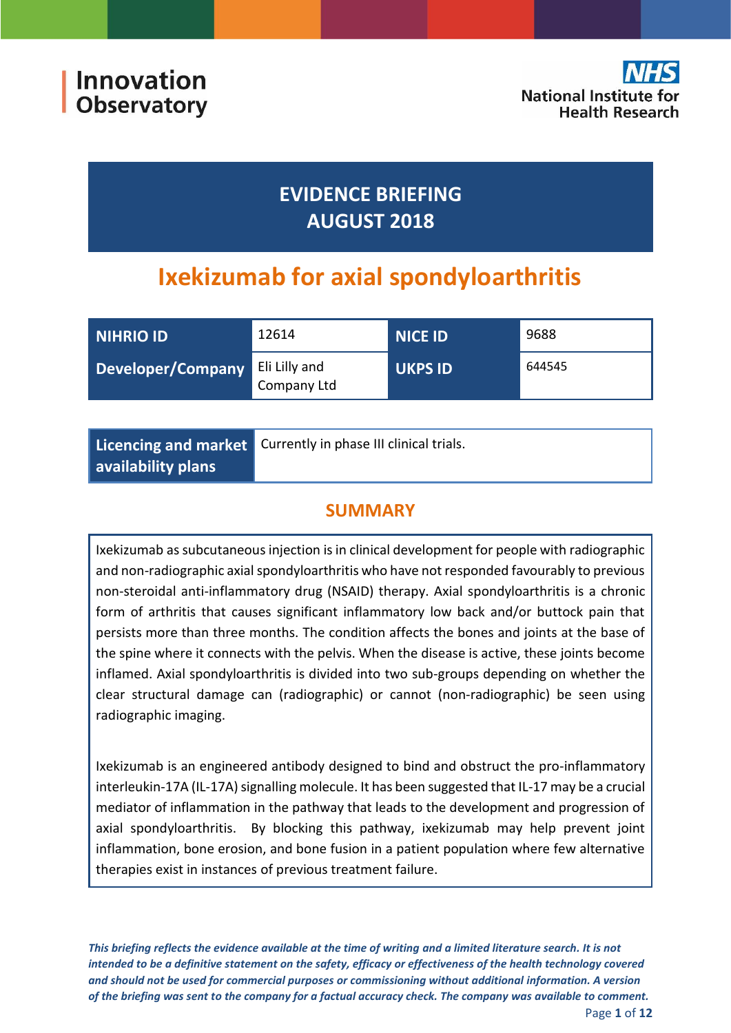Innovation Observatory

NHS National Institute for Health Research

# EVIDENCE BRIEFING AUGUST 2018

# Ixekizumab for axial spondyloarthritis

| NIHRIO ID | 12614 | NICE ID | 9688 |
|---|---|---|---|
| Developer/Company | Eli Lilly and Company Ltd | UKPS ID | 644545 |

| Licencing and market availability plans | Currently in phase III clinical trials. |
|---|---|

## SUMMARY

Ixekizumab as subcutaneous injection is in clinical development for people with radiographic and non-radiographic axial spondyloarthritis who have not responded favourably to previous non-steroidal anti-inflammatory drug (NSAID) therapy. Axial spondyloarthritis is a chronic form of arthritis that causes significant inflammatory low back and/or buttock pain that persists more than three months. The condition affects the bones and joints at the base of the spine where it connects with the pelvis. When the disease is active, these joints become inflamed. Axial spondyloarthritis is divided into two sub-groups depending on whether the clear structural damage can (radiographic) or cannot (non-radiographic) be seen using radiographic imaging.

Ixekizumab is an engineered antibody designed to bind and obstruct the pro-inflammatory interleukin-17A (IL-17A) signalling molecule. It has been suggested that IL-17 may be a crucial mediator of inflammation in the pathway that leads to the development and progression of axial spondyloarthritis. By blocking this pathway, ixekizumab may help prevent joint inflammation, bone erosion, and bone fusion in a patient population where few alternative therapies exist in instances of previous treatment failure.

*This briefing reflects the evidence available at the time of writing and a limited literature search. It is not intended to be a definitive statement on the safety, efficacy or effectiveness of the health technology covered and should not be used for commercial purposes or commissioning without additional information. A version of the briefing was sent to the company for a factual accuracy check. The company was available to comment.*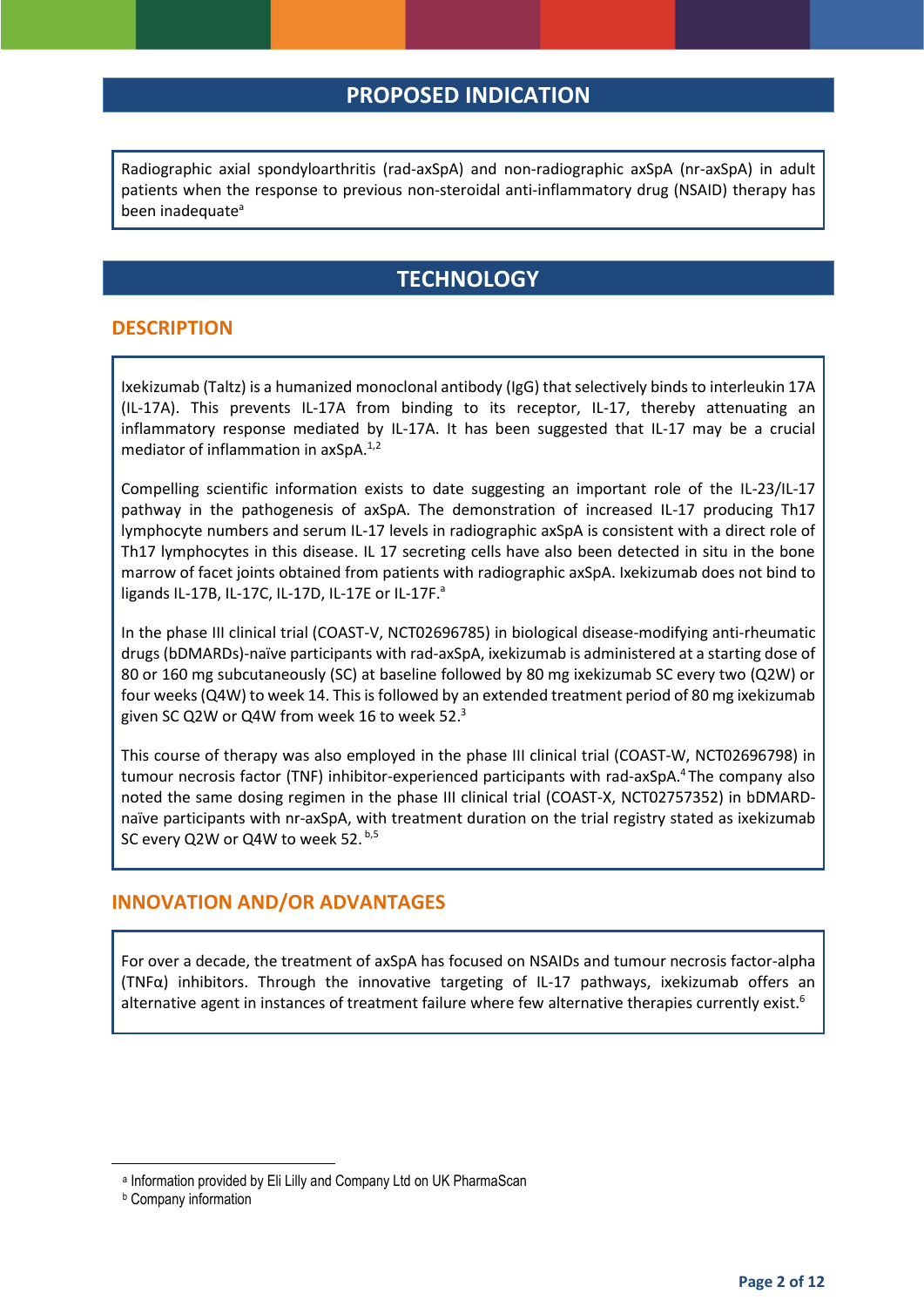## PROPOSED INDICATION

Radiographic axial spondyloarthritis (rad-axSpA) and non-radiographic axSpA (nr-axSpA) in adult patients when the response to previous non-steroidal anti-inflammatory drug (NSAID) therapy has been inadequate[a]

## TECHNOLOGY

### DESCRIPTION

Ixekizumab (Taltz) is a humanized monoclonal antibody (IgG) that selectively binds to interleukin 17A (IL-17A). This prevents IL-17A from binding to its receptor, IL-17, thereby attenuating an inflammatory response mediated by IL-17A. It has been suggested that IL-17 may be a crucial mediator of inflammation in axSpA.[1,2]

Compelling scientific information exists to date suggesting an important role of the IL-23/IL-17 pathway in the pathogenesis of axSpA. The demonstration of increased IL-17 producing Th17 lymphocyte numbers and serum IL-17 levels in radiographic axSpA is consistent with a direct role of Th17 lymphocytes in this disease. IL 17 secreting cells have also been detected in situ in the bone marrow of facet joints obtained from patients with radiographic axSpA. Ixekizumab does not bind to ligands IL-17B, IL-17C, IL-17D, IL-17E or IL-17F.[a]

In the phase III clinical trial (COAST-V, NCT02696785) in biological disease-modifying anti-rheumatic drugs (bDMARDs)-naïve participants with rad-axSpA, ixekizumab is administered at a starting dose of 80 or 160 mg subcutaneously (SC) at baseline followed by 80 mg ixekizumab SC every two (Q2W) or four weeks (Q4W) to week 14. This is followed by an extended treatment period of 80 mg ixekizumab given SC Q2W or Q4W from week 16 to week 52.[3]

This course of therapy was also employed in the phase III clinical trial (COAST-W, NCT02696798) in tumour necrosis factor (TNF) inhibitor-experienced participants with rad-axSpA.[4] The company also noted the same dosing regimen in the phase III clinical trial (COAST-X, NCT02757352) in bDMARD-naïve participants with nr-axSpA, with treatment duration on the trial registry stated as ixekizumab SC every Q2W or Q4W to week 52.[b,5]

### INNOVATION AND/OR ADVANTAGES

For over a decade, the treatment of axSpA has focused on NSAIDs and tumour necrosis factor-alpha (TNFα) inhibitors. Through the innovative targeting of IL-17 pathways, ixekizumab offers an alternative agent in instances of treatment failure where few alternative therapies currently exist.[6]

---

[a] Information provided by Eli Lilly and Company Ltd on UK PharmaScan

[b] Company information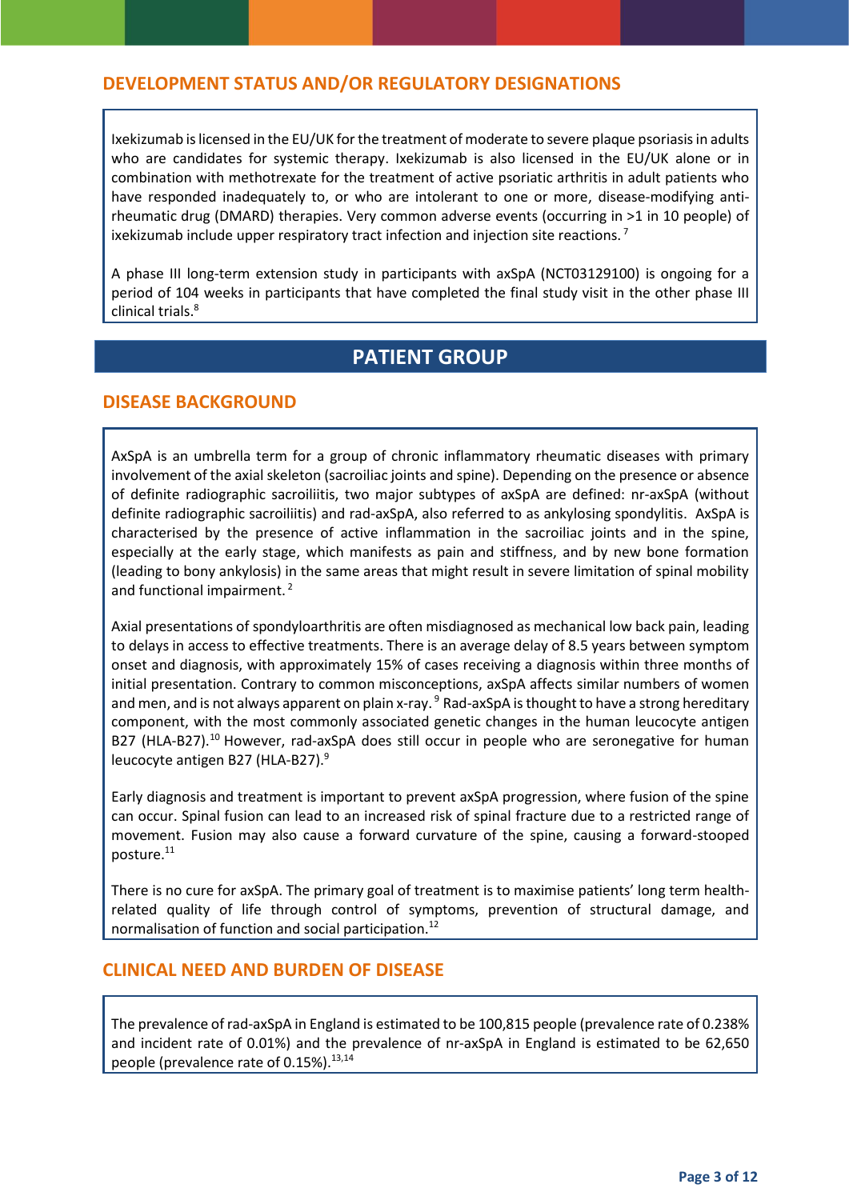## DEVELOPMENT STATUS AND/OR REGULATORY DESIGNATIONS

Ixekizumab is licensed in the EU/UK for the treatment of moderate to severe plaque psoriasis in adults who are candidates for systemic therapy. Ixekizumab is also licensed in the EU/UK alone or in combination with methotrexate for the treatment of active psoriatic arthritis in adult patients who have responded inadequately to, or who are intolerant to one or more, disease-modifying anti-rheumatic drug (DMARD) therapies. Very common adverse events (occurring in >1 in 10 people) of ixekizumab include upper respiratory tract infection and injection site reactions.[7]

A phase III long-term extension study in participants with axSpA (NCT03129100) is ongoing for a period of 104 weeks in participants that have completed the final study visit in the other phase III clinical trials.[8]

# PATIENT GROUP

## DISEASE BACKGROUND

AxSpA is an umbrella term for a group of chronic inflammatory rheumatic diseases with primary involvement of the axial skeleton (sacroiliac joints and spine). Depending on the presence or absence of definite radiographic sacroiliitis, two major subtypes of axSpA are defined: nr-axSpA (without definite radiographic sacroiliitis) and rad-axSpA, also referred to as ankylosing spondylitis. AxSpA is characterised by the presence of active inflammation in the sacroiliac joints and in the spine, especially at the early stage, which manifests as pain and stiffness, and by new bone formation (leading to bony ankylosis) in the same areas that might result in severe limitation of spinal mobility and functional impairment.[2]

Axial presentations of spondyloarthritis are often misdiagnosed as mechanical low back pain, leading to delays in access to effective treatments. There is an average delay of 8.5 years between symptom onset and diagnosis, with approximately 15% of cases receiving a diagnosis within three months of initial presentation. Contrary to common misconceptions, axSpA affects similar numbers of women and men, and is not always apparent on plain x-ray.[9] Rad-axSpA is thought to have a strong hereditary component, with the most commonly associated genetic changes in the human leucocyte antigen B27 (HLA-B27).[10] However, rad-axSpA does still occur in people who are seronegative for human leucocyte antigen B27 (HLA-B27).[9]

Early diagnosis and treatment is important to prevent axSpA progression, where fusion of the spine can occur. Spinal fusion can lead to an increased risk of spinal fracture due to a restricted range of movement. Fusion may also cause a forward curvature of the spine, causing a forward-stooped posture.[11]

There is no cure for axSpA. The primary goal of treatment is to maximise patients' long term health-related quality of life through control of symptoms, prevention of structural damage, and normalisation of function and social participation.[12]

## CLINICAL NEED AND BURDEN OF DISEASE

The prevalence of rad-axSpA in England is estimated to be 100,815 people (prevalence rate of 0.238% and incident rate of 0.01%) and the prevalence of nr-axSpA in England is estimated to be 62,650 people (prevalence rate of 0.15%).[13,14]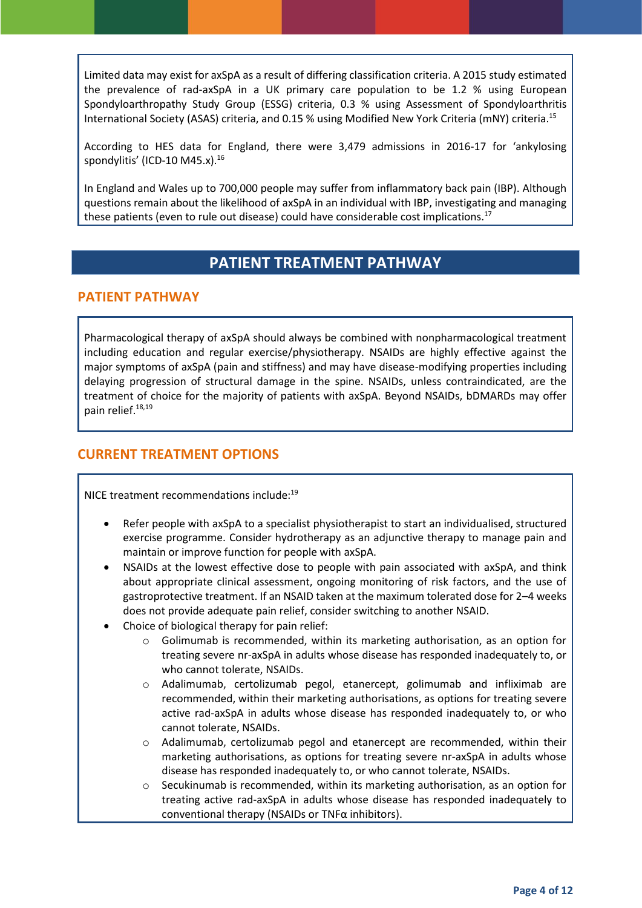Limited data may exist for axSpA as a result of differing classification criteria. A 2015 study estimated the prevalence of rad-axSpA in a UK primary care population to be 1.2 % using European Spondyloarthropathy Study Group (ESSG) criteria, 0.3 % using Assessment of Spondyloarthritis International Society (ASAS) criteria, and 0.15 % using Modified New York Criteria (mNY) criteria.[15]

According to HES data for England, there were 3,479 admissions in 2016-17 for 'ankylosing spondylitis' (ICD-10 M45.x).[16]

In England and Wales up to 700,000 people may suffer from inflammatory back pain (IBP). Although questions remain about the likelihood of axSpA in an individual with IBP, investigating and managing these patients (even to rule out disease) could have considerable cost implications.[17]

# PATIENT TREATMENT PATHWAY

## PATIENT PATHWAY

Pharmacological therapy of axSpA should always be combined with nonpharmacological treatment including education and regular exercise/physiotherapy. NSAIDs are highly effective against the major symptoms of axSpA (pain and stiffness) and may have disease-modifying properties including delaying progression of structural damage in the spine. NSAIDs, unless contraindicated, are the treatment of choice for the majority of patients with axSpA. Beyond NSAIDs, bDMARDs may offer pain relief.[18,19]

## CURRENT TREATMENT OPTIONS

NICE treatment recommendations include:[19]

- Refer people with axSpA to a specialist physiotherapist to start an individualised, structured exercise programme. Consider hydrotherapy as an adjunctive therapy to manage pain and maintain or improve function for people with axSpA.
- NSAIDs at the lowest effective dose to people with pain associated with axSpA, and think about appropriate clinical assessment, ongoing monitoring of risk factors, and the use of gastroprotective treatment. If an NSAID taken at the maximum tolerated dose for 2–4 weeks does not provide adequate pain relief, consider switching to another NSAID.
- Choice of biological therapy for pain relief:
  - Golimumab is recommended, within its marketing authorisation, as an option for treating severe nr-axSpA in adults whose disease has responded inadequately to, or who cannot tolerate, NSAIDs.
  - Adalimumab, certolizumab pegol, etanercept, golimumab and infliximab are recommended, within their marketing authorisations, as options for treating severe active rad-axSpA in adults whose disease has responded inadequately to, or who cannot tolerate, NSAIDs.
  - Adalimumab, certolizumab pegol and etanercept are recommended, within their marketing authorisations, as options for treating severe nr-axSpA in adults whose disease has responded inadequately to, or who cannot tolerate, NSAIDs.
  - Secukinumab is recommended, within its marketing authorisation, as an option for treating active rad-axSpA in adults whose disease has responded inadequately to conventional therapy (NSAIDs or TNFα inhibitors).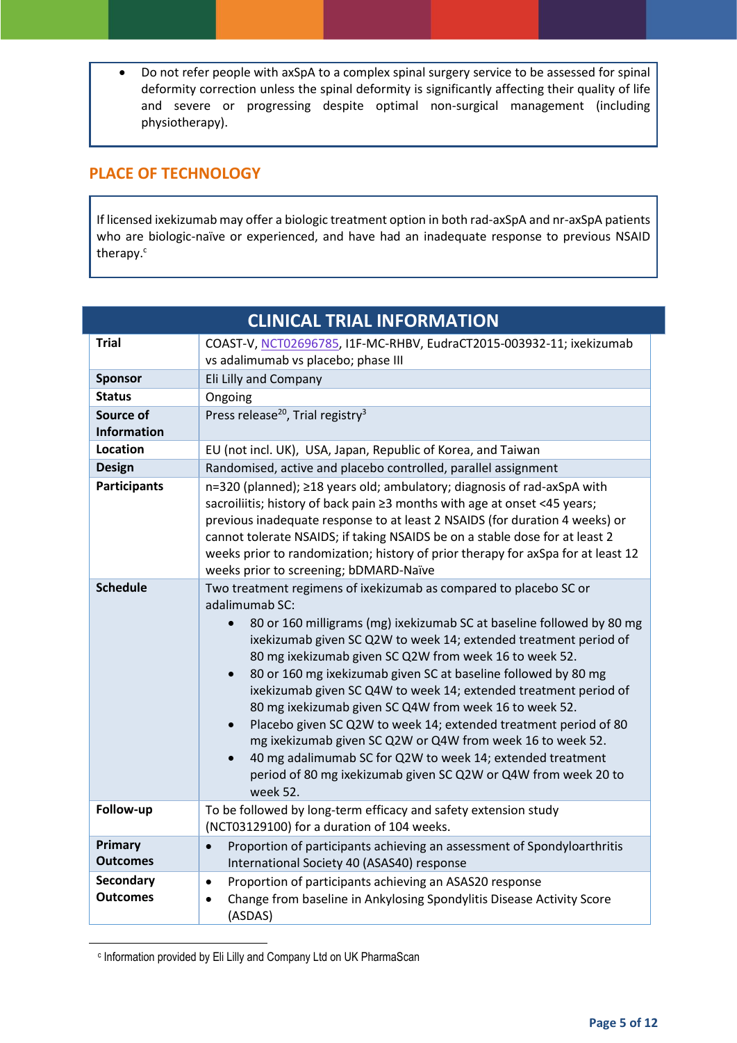- Do not refer people with axSpA to a complex spinal surgery service to be assessed for spinal deformity correction unless the spinal deformity is significantly affecting their quality of life and severe or progressing despite optimal non-surgical management (including physiotherapy).

## PLACE OF TECHNOLOGY

If licensed ixekizumab may offer a biologic treatment option in both rad-axSpA and nr-axSpA patients who are biologic-naïve or experienced, and have had an inadequate response to previous NSAID therapy.[c]

## CLINICAL TRIAL INFORMATION

| | |
|---|---|
| **Trial** | COAST-V, NCT02696785, I1F-MC-RHBV, EudraCT2015-003932-11; ixekizumab vs adalimumab vs placebo; phase III |
| **Sponsor** | Eli Lilly and Company |
| **Status** | Ongoing |
| **Source of Information** | Press release[20], Trial registry[3] |
| **Location** | EU (not incl. UK), USA, Japan, Republic of Korea, and Taiwan |
| **Design** | Randomised, active and placebo controlled, parallel assignment |
| **Participants** | n=320 (planned); ≥18 years old; ambulatory; diagnosis of rad-axSpA with sacroiliitis; history of back pain ≥3 months with age at onset <45 years; previous inadequate response to at least 2 NSAIDS (for duration 4 weeks) or cannot tolerate NSAIDS; if taking NSAIDS be on a stable dose for at least 2 weeks prior to randomization; history of prior therapy for axSpa for at least 12 weeks prior to screening; bDMARD-Naïve |
| **Schedule** | Two treatment regimens of ixekizumab as compared to placebo SC or adalimumab SC:<br>• 80 or 160 milligrams (mg) ixekizumab SC at baseline followed by 80 mg ixekizumab given SC Q2W to week 14; extended treatment period of 80 mg ixekizumab given SC Q2W from week 16 to week 52.<br>• 80 or 160 mg ixekizumab given SC at baseline followed by 80 mg ixekizumab given SC Q4W to week 14; extended treatment period of 80 mg ixekizumab given SC Q4W from week 16 to week 52.<br>• Placebo given SC Q2W to week 14; extended treatment period of 80 mg ixekizumab given SC Q2W or Q4W from week 16 to week 52.<br>• 40 mg adalimumab SC for Q2W to week 14; extended treatment period of 80 mg ixekizumab given SC Q2W or Q4W from week 20 to week 52. |
| **Follow-up** | To be followed by long-term efficacy and safety extension study (NCT03129100) for a duration of 104 weeks. |
| **Primary Outcomes** | • Proportion of participants achieving an assessment of Spondyloarthritis International Society 40 (ASAS40) response |
| **Secondary Outcomes** | • Proportion of participants achieving an ASAS20 response<br>• Change from baseline in Ankylosing Spondylitis Disease Activity Score (ASDAS) |

[c] Information provided by Eli Lilly and Company Ltd on UK PharmaScan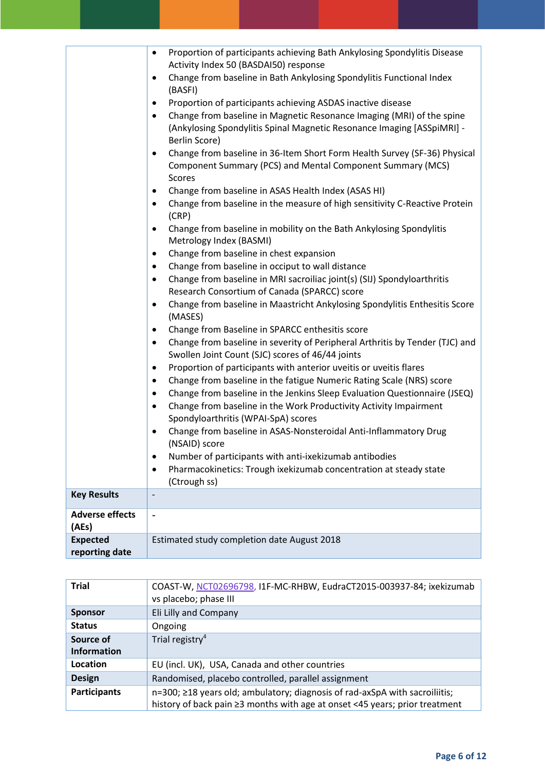| | |
|---|---|
| | • Proportion of participants achieving Bath Ankylosing Spondylitis Disease Activity Index 50 (BASDAI50) response<br>• Change from baseline in Bath Ankylosing Spondylitis Functional Index (BASFI)<br>• Proportion of participants achieving ASDAS inactive disease<br>• Change from baseline in Magnetic Resonance Imaging (MRI) of the spine (Ankylosing Spondylitis Spinal Magnetic Resonance Imaging [ASSpiMRI] - Berlin Score)<br>• Change from baseline in 36-Item Short Form Health Survey (SF-36) Physical Component Summary (PCS) and Mental Component Summary (MCS) Scores<br>• Change from baseline in ASAS Health Index (ASAS HI)<br>• Change from baseline in the measure of high sensitivity C-Reactive Protein (CRP)<br>• Change from baseline in mobility on the Bath Ankylosing Spondylitis Metrology Index (BASMI)<br>• Change from baseline in chest expansion<br>• Change from baseline in occiput to wall distance<br>• Change from baseline in MRI sacroiliac joint(s) (SIJ) Spondyloarthritis Research Consortium of Canada (SPARCC) score<br>• Change from baseline in Maastricht Ankylosing Spondylitis Enthesitis Score (MASES)<br>• Change from Baseline in SPARCC enthesitis score<br>• Change from baseline in severity of Peripheral Arthritis by Tender (TJC) and Swollen Joint Count (SJC) scores of 46/44 joints<br>• Proportion of participants with anterior uveitis or uveitis flares<br>• Change from baseline in the fatigue Numeric Rating Scale (NRS) score<br>• Change from baseline in the Jenkins Sleep Evaluation Questionnaire (JSEQ)<br>• Change from baseline in the Work Productivity Activity Impairment Spondyloarthritis (WPAI-SpA) scores<br>• Change from baseline in ASAS-Nonsteroidal Anti-Inflammatory Drug (NSAID) score<br>• Number of participants with anti-ixekizumab antibodies<br>• Pharmacokinetics: Trough ixekizumab concentration at steady state (Ctrough ss) |
| **Key Results** | - |
| **Adverse effects (AEs)** | - |
| **Expected reporting date** | Estimated study completion date August 2018 |

| | |
|---|---|
| **Trial** | COAST-W, NCT02696798, I1F-MC-RHBW, EudraCT2015-003937-84; ixekizumab vs placebo; phase III |
| **Sponsor** | Eli Lilly and Company |
| **Status** | Ongoing |
| **Source of Information** | Trial registry[4] |
| **Location** | EU (incl. UK), USA, Canada and other countries |
| **Design** | Randomised, placebo controlled, parallel assignment |
| **Participants** | n=300; ≥18 years old; ambulatory; diagnosis of rad-axSpA with sacroiliitis; history of back pain ≥3 months with age at onset <45 years; prior treatment |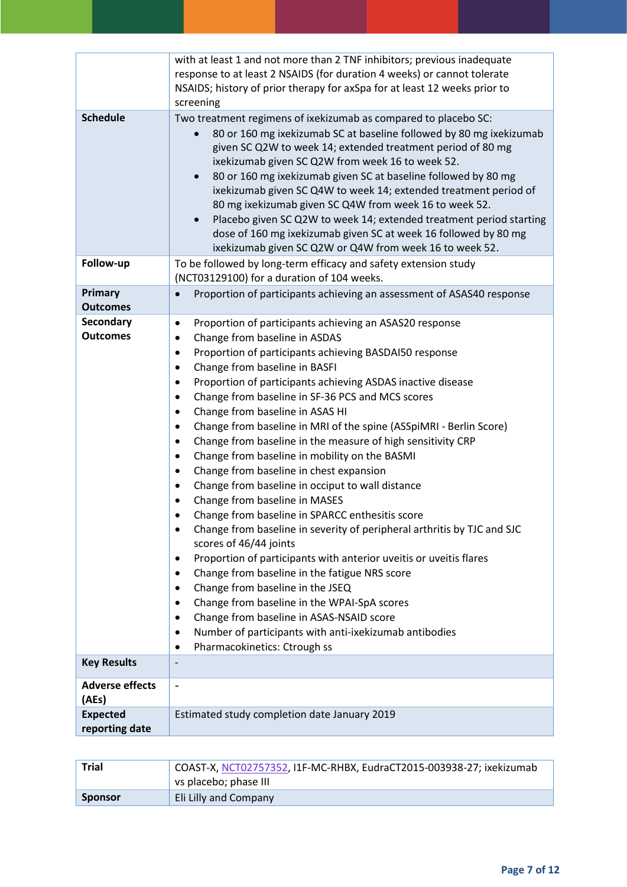|  |  |
|---|---|
|  | with at least 1 and not more than 2 TNF inhibitors; previous inadequate response to at least 2 NSAIDS (for duration 4 weeks) or cannot tolerate NSAIDS; history of prior therapy for axSpa for at least 12 weeks prior to screening |
| **Schedule** | Two treatment regimens of ixekizumab as compared to placebo SC:<br>• 80 or 160 mg ixekizumab SC at baseline followed by 80 mg ixekizumab given SC Q2W to week 14; extended treatment period of 80 mg ixekizumab given SC Q2W from week 16 to week 52.<br>• 80 or 160 mg ixekizumab given SC at baseline followed by 80 mg ixekizumab given SC Q4W to week 14; extended treatment period of 80 mg ixekizumab given SC Q4W from week 16 to week 52.<br>• Placebo given SC Q2W to week 14; extended treatment period starting dose of 160 mg ixekizumab given SC at week 16 followed by 80 mg ixekizumab given SC Q2W or Q4W from week 16 to week 52. |
| **Follow-up** | To be followed by long-term efficacy and safety extension study (NCT03129100) for a duration of 104 weeks. |
| **Primary Outcomes** | • Proportion of participants achieving an assessment of ASAS40 response |
| **Secondary Outcomes** | • Proportion of participants achieving an ASAS20 response<br>• Change from baseline in ASDAS<br>• Proportion of participants achieving BASDAI50 response<br>• Change from baseline in BASFI<br>• Proportion of participants achieving ASDAS inactive disease<br>• Change from baseline in SF-36 PCS and MCS scores<br>• Change from baseline in ASAS HI<br>• Change from baseline in MRI of the spine (ASSpiMRI - Berlin Score)<br>• Change from baseline in the measure of high sensitivity CRP<br>• Change from baseline in mobility on the BASMI<br>• Change from baseline in chest expansion<br>• Change from baseline in occiput to wall distance<br>• Change from baseline in MASES<br>• Change from baseline in SPARCC enthesitis score<br>• Change from baseline in severity of peripheral arthritis by TJC and SJC scores of 46/44 joints<br>• Proportion of participants with anterior uveitis or uveitis flares<br>• Change from baseline in the fatigue NRS score<br>• Change from baseline in the JSEQ<br>• Change from baseline in the WPAI-SpA scores<br>• Change from baseline in ASAS-NSAID score<br>• Number of participants with anti-ixekizumab antibodies<br>• Pharmacokinetics: Ctrough ss |
| **Key Results** | - |
| **Adverse effects (AEs)** | - |
| **Expected reporting date** | Estimated study completion date January 2019 |

| **Trial** | COAST-X, NCT02757352, I1F-MC-RHBX, EudraCT2015-003938-27; ixekizumab vs placebo; phase III |
|---|---|
| **Sponsor** | Eli Lilly and Company |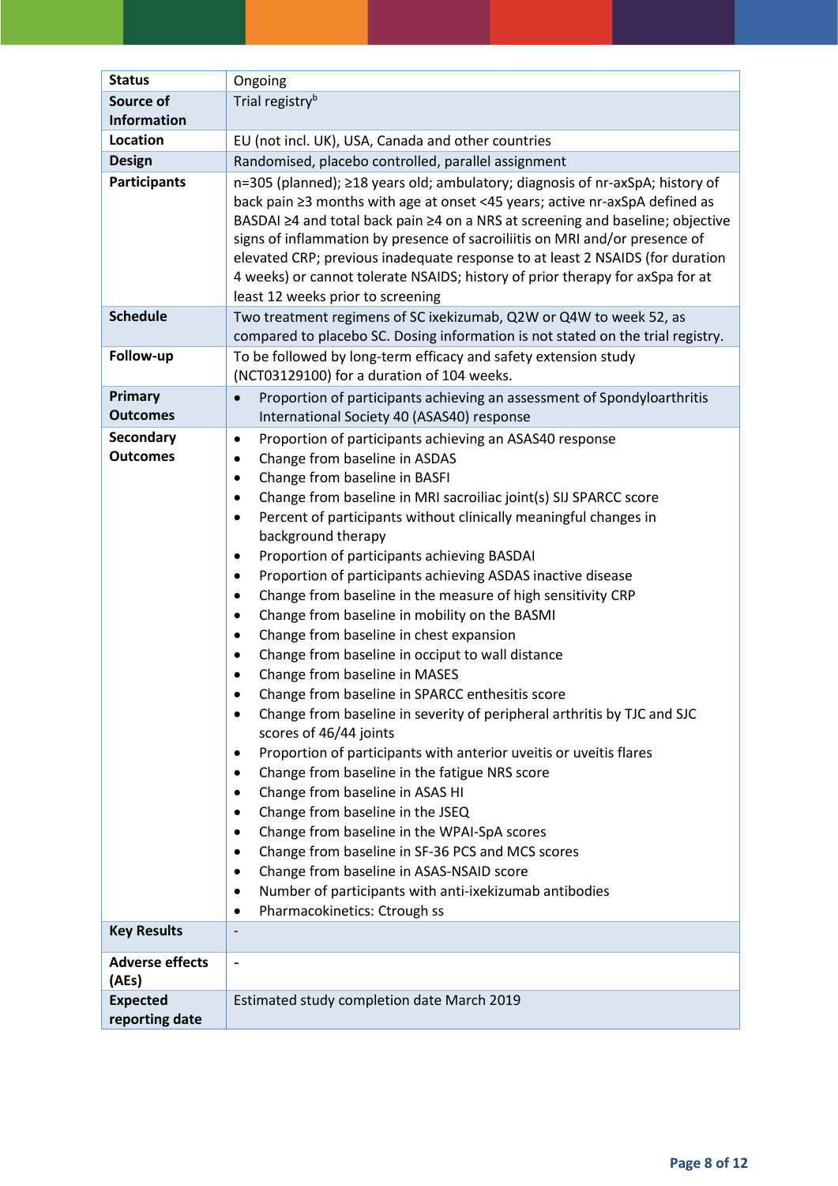| Status | Ongoing |
|---|---|
| Source of Information | Trial registry[b] |
| Location | EU (not incl. UK), USA, Canada and other countries |
| Design | Randomised, placebo controlled, parallel assignment |
| Participants | n=305 (planned); ≥18 years old; ambulatory; diagnosis of nr-axSpA; history of back pain ≥3 months with age at onset <45 years; active nr-axSpA defined as BASDAI ≥4 and total back pain ≥4 on a NRS at screening and baseline; objective signs of inflammation by presence of sacroiliitis on MRI and/or presence of elevated CRP; previous inadequate response to at least 2 NSAIDS (for duration 4 weeks) or cannot tolerate NSAIDS; history of prior therapy for axSpa for at least 12 weeks prior to screening |
| Schedule | Two treatment regimens of SC ixekizumab, Q2W or Q4W to week 52, as compared to placebo SC. Dosing information is not stated on the trial registry. |
| Follow-up | To be followed by long-term efficacy and safety extension study (NCT03129100) for a duration of 104 weeks. |
| Primary Outcomes | • Proportion of participants achieving an assessment of Spondyloarthritis International Society 40 (ASAS40) response |
| Secondary Outcomes | • Proportion of participants achieving an ASAS40 response<br>• Change from baseline in ASDAS<br>• Change from baseline in BASFI<br>• Change from baseline in MRI sacroiliac joint(s) SIJ SPARCC score<br>• Percent of participants without clinically meaningful changes in background therapy<br>• Proportion of participants achieving BASDAI<br>• Proportion of participants achieving ASDAS inactive disease<br>• Change from baseline in the measure of high sensitivity CRP<br>• Change from baseline in mobility on the BASMI<br>• Change from baseline in chest expansion<br>• Change from baseline in occiput to wall distance<br>• Change from baseline in MASES<br>• Change from baseline in SPARCC enthesitis score<br>• Change from baseline in severity of peripheral arthritis by TJC and SJC scores of 46/44 joints<br>• Proportion of participants with anterior uveitis or uveitis flares<br>• Change from baseline in the fatigue NRS score<br>• Change from baseline in ASAS HI<br>• Change from baseline in the JSEQ<br>• Change from baseline in the WPAI-SpA scores<br>• Change from baseline in SF-36 PCS and MCS scores<br>• Change from baseline in ASAS-NSAID score<br>• Number of participants with anti-ixekizumab antibodies<br>• Pharmacokinetics: Ctrough ss |
| Key Results | - |
| Adverse effects (AEs) | - |
| Expected reporting date | Estimated study completion date March 2019 |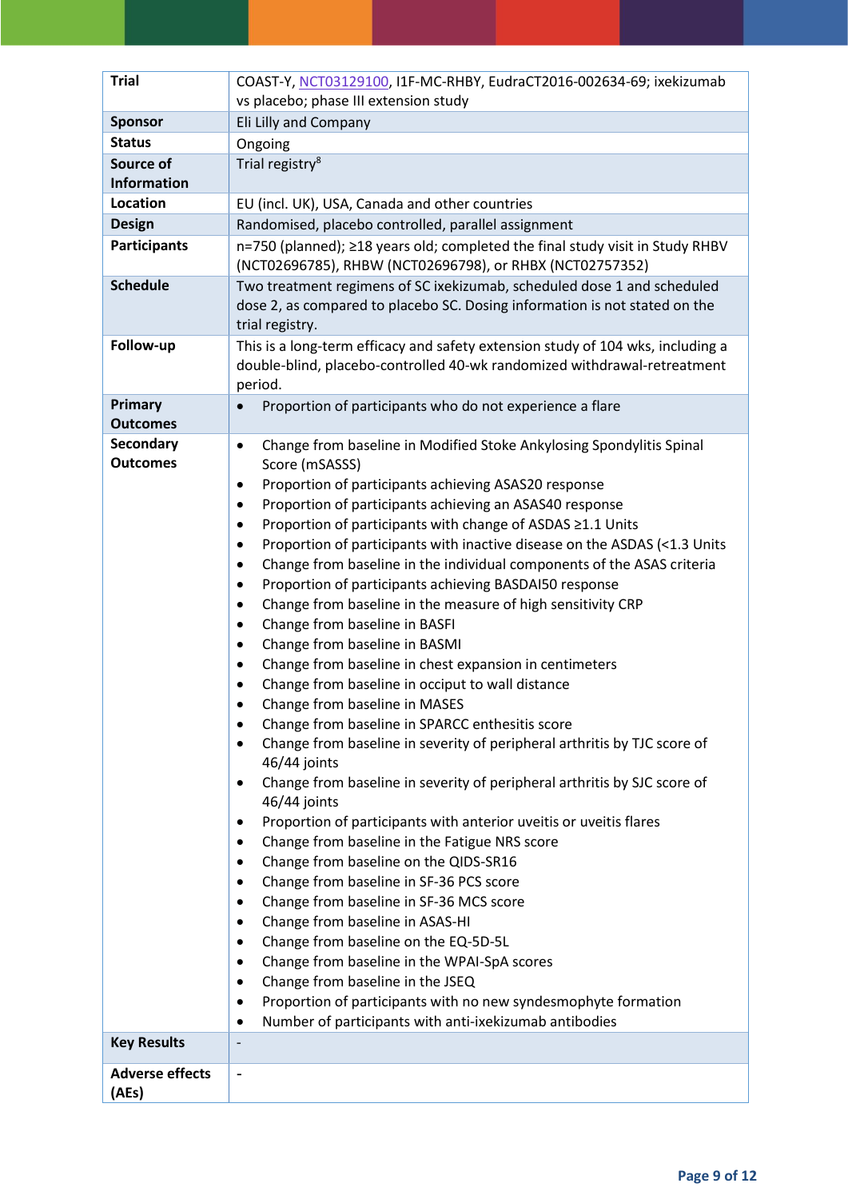| Trial | COAST-Y, NCT03129100, I1F-MC-RHBY, EudraCT2016-002634-69; ixekizumab vs placebo; phase III extension study |
|---|---|
| Sponsor | Eli Lilly and Company |
| Status | Ongoing |
| Source of Information | Trial registry[8] |
| Location | EU (incl. UK), USA, Canada and other countries |
| Design | Randomised, placebo controlled, parallel assignment |
| Participants | n=750 (planned); ≥18 years old; completed the final study visit in Study RHBV (NCT02696785), RHBW (NCT02696798), or RHBX (NCT02757352) |
| Schedule | Two treatment regimens of SC ixekizumab, scheduled dose 1 and scheduled dose 2, as compared to placebo SC. Dosing information is not stated on the trial registry. |
| Follow-up | This is a long-term efficacy and safety extension study of 104 wks, including a double-blind, placebo-controlled 40-wk randomized withdrawal-retreatment period. |
| Primary Outcomes | • Proportion of participants who do not experience a flare |
| Secondary Outcomes | • Change from baseline in Modified Stoke Ankylosing Spondylitis Spinal Score (mSASSS)<br>• Proportion of participants achieving ASAS20 response<br>• Proportion of participants achieving an ASAS40 response<br>• Proportion of participants with change of ASDAS ≥1.1 Units<br>• Proportion of participants with inactive disease on the ASDAS (<1.3 Units<br>• Change from baseline in the individual components of the ASAS criteria<br>• Proportion of participants achieving BASDAI50 response<br>• Change from baseline in the measure of high sensitivity CRP<br>• Change from baseline in BASFI<br>• Change from baseline in BASMI<br>• Change from baseline in chest expansion in centimeters<br>• Change from baseline in occiput to wall distance<br>• Change from baseline in MASES<br>• Change from baseline in SPARCC enthesitis score<br>• Change from baseline in severity of peripheral arthritis by TJC score of 46/44 joints<br>• Change from baseline in severity of peripheral arthritis by SJC score of 46/44 joints<br>• Proportion of participants with anterior uveitis or uveitis flares<br>• Change from baseline in the Fatigue NRS score<br>• Change from baseline on the QIDS-SR16<br>• Change from baseline in SF-36 PCS score<br>• Change from baseline in SF-36 MCS score<br>• Change from baseline in ASAS-HI<br>• Change from baseline on the EQ-5D-5L<br>• Change from baseline in the WPAI-SpA scores<br>• Change from baseline in the JSEQ<br>• Proportion of participants with no new syndesmophyte formation<br>• Number of participants with anti-ixekizumab antibodies |
| Key Results | - |
| Adverse effects (AEs) | - |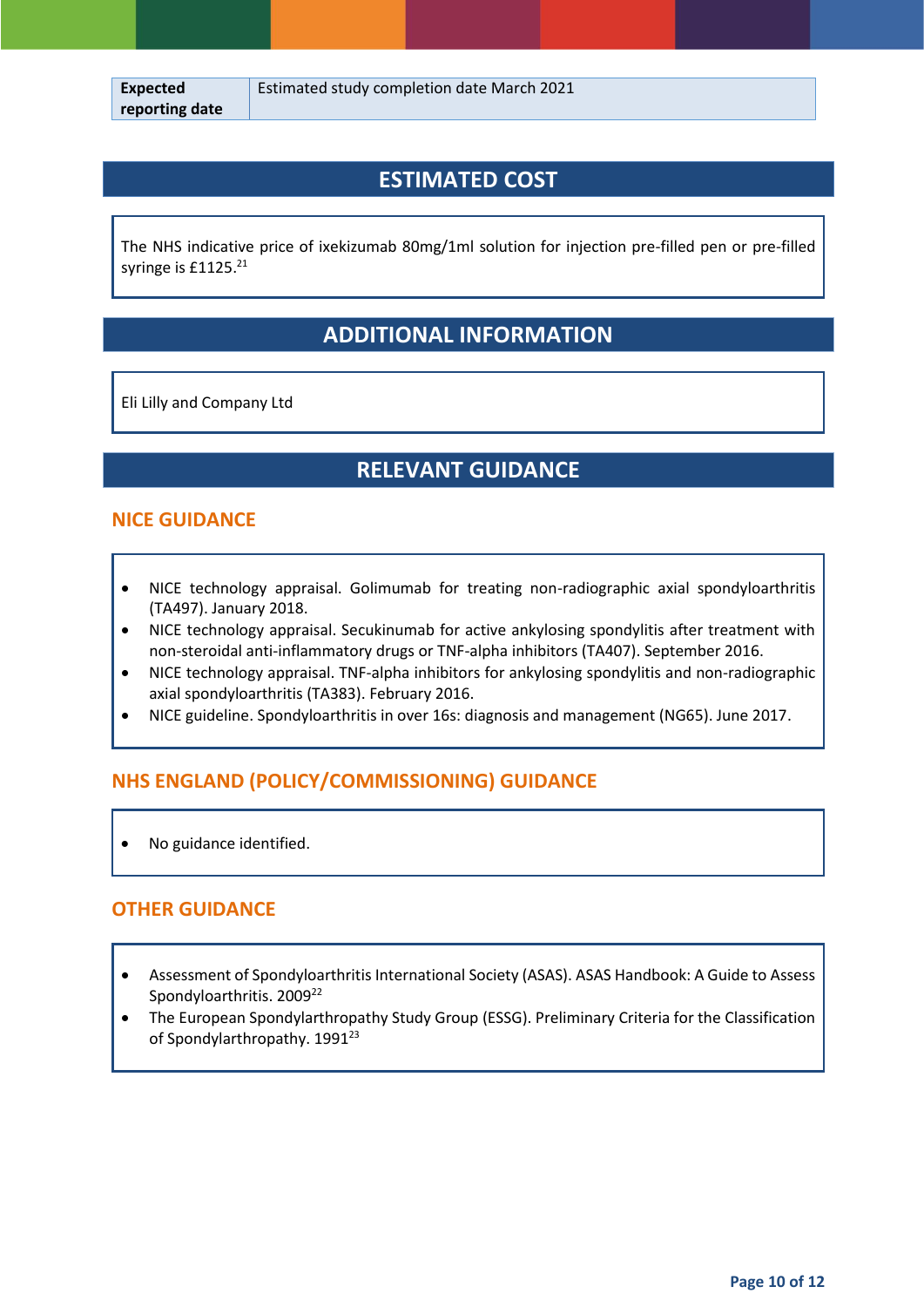| Expected reporting date | Estimated study completion date March 2021 |
| --- | --- |

## ESTIMATED COST

The NHS indicative price of ixekizumab 80mg/1ml solution for injection pre-filled pen or pre-filled syringe is £1125.[21]

## ADDITIONAL INFORMATION

Eli Lilly and Company Ltd

## RELEVANT GUIDANCE

### NICE GUIDANCE

- NICE technology appraisal. Golimumab for treating non-radiographic axial spondyloarthritis (TA497). January 2018.
- NICE technology appraisal. Secukinumab for active ankylosing spondylitis after treatment with non-steroidal anti-inflammatory drugs or TNF-alpha inhibitors (TA407). September 2016.
- NICE technology appraisal. TNF-alpha inhibitors for ankylosing spondylitis and non-radiographic axial spondyloarthritis (TA383). February 2016.
- NICE guideline. Spondyloarthritis in over 16s: diagnosis and management (NG65). June 2017.

### NHS ENGLAND (POLICY/COMMISSIONING) GUIDANCE

- No guidance identified.

### OTHER GUIDANCE

- Assessment of Spondyloarthritis International Society (ASAS). ASAS Handbook: A Guide to Assess Spondyloarthritis. 2009[22]
- The European Spondylarthropathy Study Group (ESSG). Preliminary Criteria for the Classification of Spondylarthropathy. 1991[23]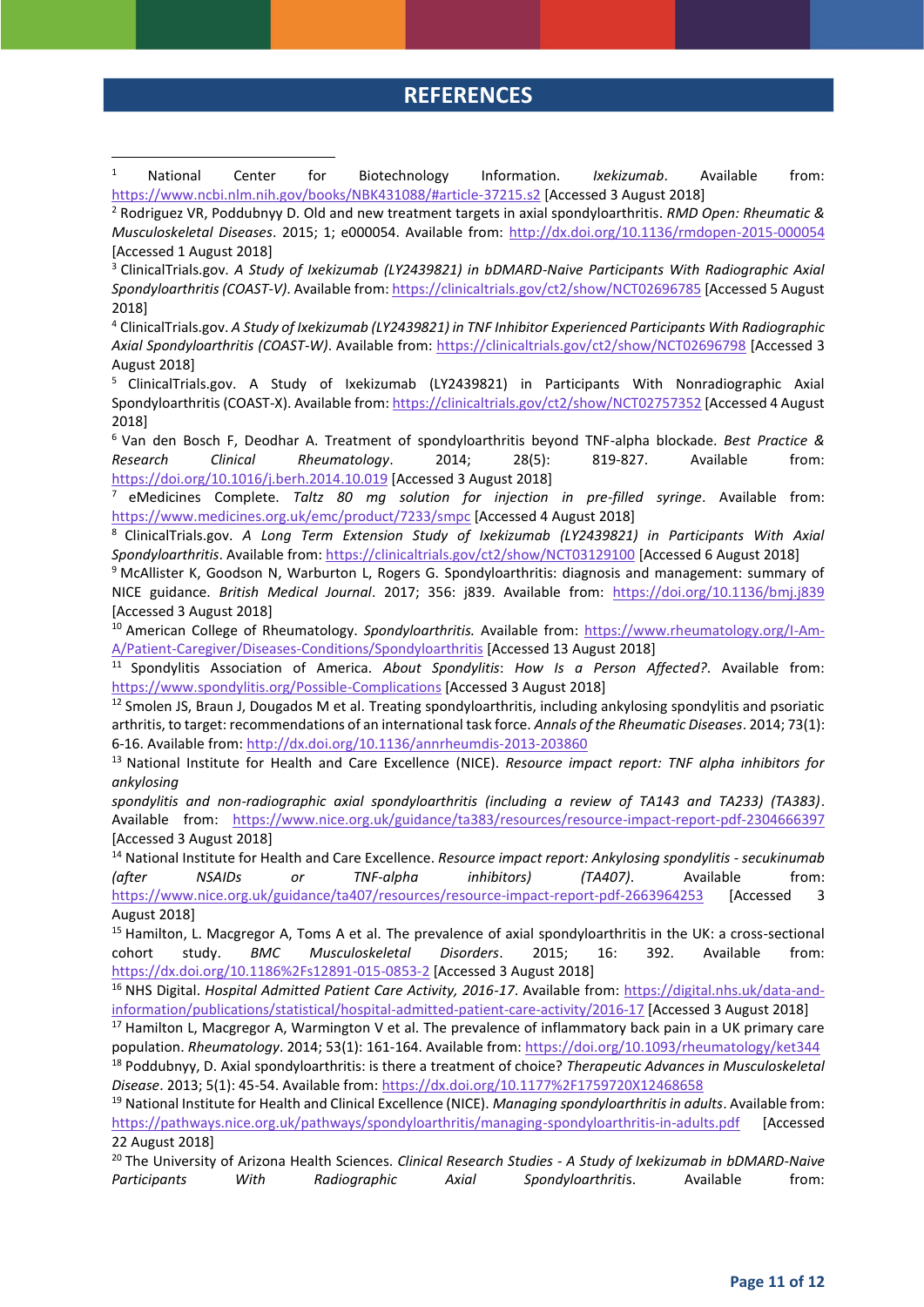## REFERENCES

[1] National Center for Biotechnology Information. *Ixekizumab*. Available from: https://www.ncbi.nlm.nih.gov/books/NBK431088/#article-37215.s2 [Accessed 3 August 2018]

[2] Rodriguez VR, Poddubnyy D. Old and new treatment targets in axial spondyloarthritis. *RMD Open: Rheumatic & Musculoskeletal Diseases*. 2015; 1; e000054. Available from: http://dx.doi.org/10.1136/rmdopen-2015-000054 [Accessed 1 August 2018]

[3] ClinicalTrials.gov. *A Study of Ixekizumab (LY2439821) in bDMARD-Naive Participants With Radiographic Axial Spondyloarthritis (COAST-V)*. Available from: https://clinicaltrials.gov/ct2/show/NCT02696785 [Accessed 5 August 2018]

[4] ClinicalTrials.gov. *A Study of Ixekizumab (LY2439821) in TNF Inhibitor Experienced Participants With Radiographic Axial Spondyloarthritis (COAST-W)*. Available from: https://clinicaltrials.gov/ct2/show/NCT02696798 [Accessed 3 August 2018]

[5] ClinicalTrials.gov. A Study of Ixekizumab (LY2439821) in Participants With Nonradiographic Axial Spondyloarthritis (COAST-X). Available from: https://clinicaltrials.gov/ct2/show/NCT02757352 [Accessed 4 August 2018]

[6] Van den Bosch F, Deodhar A. Treatment of spondyloarthritis beyond TNF-alpha blockade. *Best Practice & Research Clinical Rheumatology*. 2014; 28(5): 819-827. Available from: https://doi.org/10.1016/j.berh.2014.10.019 [Accessed 3 August 2018]

[7] eMedicines Complete. *Taltz 80 mg solution for injection in pre-filled syringe*. Available from: https://www.medicines.org.uk/emc/product/7233/smpc [Accessed 4 August 2018]

[8] ClinicalTrials.gov. *A Long Term Extension Study of Ixekizumab (LY2439821) in Participants With Axial Spondyloarthritis*. Available from: https://clinicaltrials.gov/ct2/show/NCT03129100 [Accessed 6 August 2018]

[9] McAllister K, Goodson N, Warburton L, Rogers G. Spondyloarthritis: diagnosis and management: summary of NICE guidance. *British Medical Journal*. 2017; 356: j839. Available from: https://doi.org/10.1136/bmj.j839 [Accessed 3 August 2018]

[10] American College of Rheumatology. *Spondyloarthritis.* Available from: https://www.rheumatology.org/I-Am-A/Patient-Caregiver/Diseases-Conditions/Spondyloarthritis [Accessed 13 August 2018]

[11] Spondylitis Association of America. *About Spondylitis*: *How Is a Person Affected?*. Available from: https://www.spondylitis.org/Possible-Complications [Accessed 3 August 2018]

[12] Smolen JS, Braun J, Dougados M et al. Treating spondyloarthritis, including ankylosing spondylitis and psoriatic arthritis, to target: recommendations of an international task force. *Annals of the Rheumatic Diseases*. 2014; 73(1): 6-16. Available from: http://dx.doi.org/10.1136/annrheumdis-2013-203860

[13] National Institute for Health and Care Excellence (NICE). *Resource impact report: TNF alpha inhibitors for ankylosing spondylitis and non-radiographic axial spondyloarthritis (including a review of TA143 and TA233) (TA383)*. Available from: https://www.nice.org.uk/guidance/ta383/resources/resource-impact-report-pdf-2304666397 [Accessed 3 August 2018]

[14] National Institute for Health and Care Excellence. *Resource impact report: Ankylosing spondylitis - secukinumab (after NSAIDs or TNF-alpha inhibitors) (TA407)*. Available from: https://www.nice.org.uk/guidance/ta407/resources/resource-impact-report-pdf-2663964253 [Accessed 3 August 2018]

[15] Hamilton, L. Macgregor A, Toms A et al. The prevalence of axial spondyloarthritis in the UK: a cross-sectional cohort study. *BMC Musculoskeletal Disorders*. 2015; 16: 392. Available from: https://dx.doi.org/10.1186%2Fs12891-015-0853-2 [Accessed 3 August 2018]

[16] NHS Digital. *Hospital Admitted Patient Care Activity, 2016-17*. Available from: https://digital.nhs.uk/data-and-information/publications/statistical/hospital-admitted-patient-care-activity/2016-17 [Accessed 3 August 2018]

[17] Hamilton L, Macgregor A, Warmington V et al. The prevalence of inflammatory back pain in a UK primary care population. *Rheumatology*. 2014; 53(1): 161-164. Available from: https://doi.org/10.1093/rheumatology/ket344

[18] Poddubnyy, D. Axial spondyloarthritis: is there a treatment of choice? *Therapeutic Advances in Musculoskeletal Disease*. 2013; 5(1): 45-54. Available from: https://dx.doi.org/10.1177%2F1759720X12468658

[19] National Institute for Health and Clinical Excellence (NICE). *Managing spondyloarthritis in adults*. Available from: https://pathways.nice.org.uk/pathways/spondyloarthritis/managing-spondyloarthritis-in-adults.pdf [Accessed 22 August 2018]

[20] The University of Arizona Health Sciences. *Clinical Research Studies - A Study of Ixekizumab in bDMARD-Naive Participants With Radiographic Axial Spondyloarthritis*. Available from: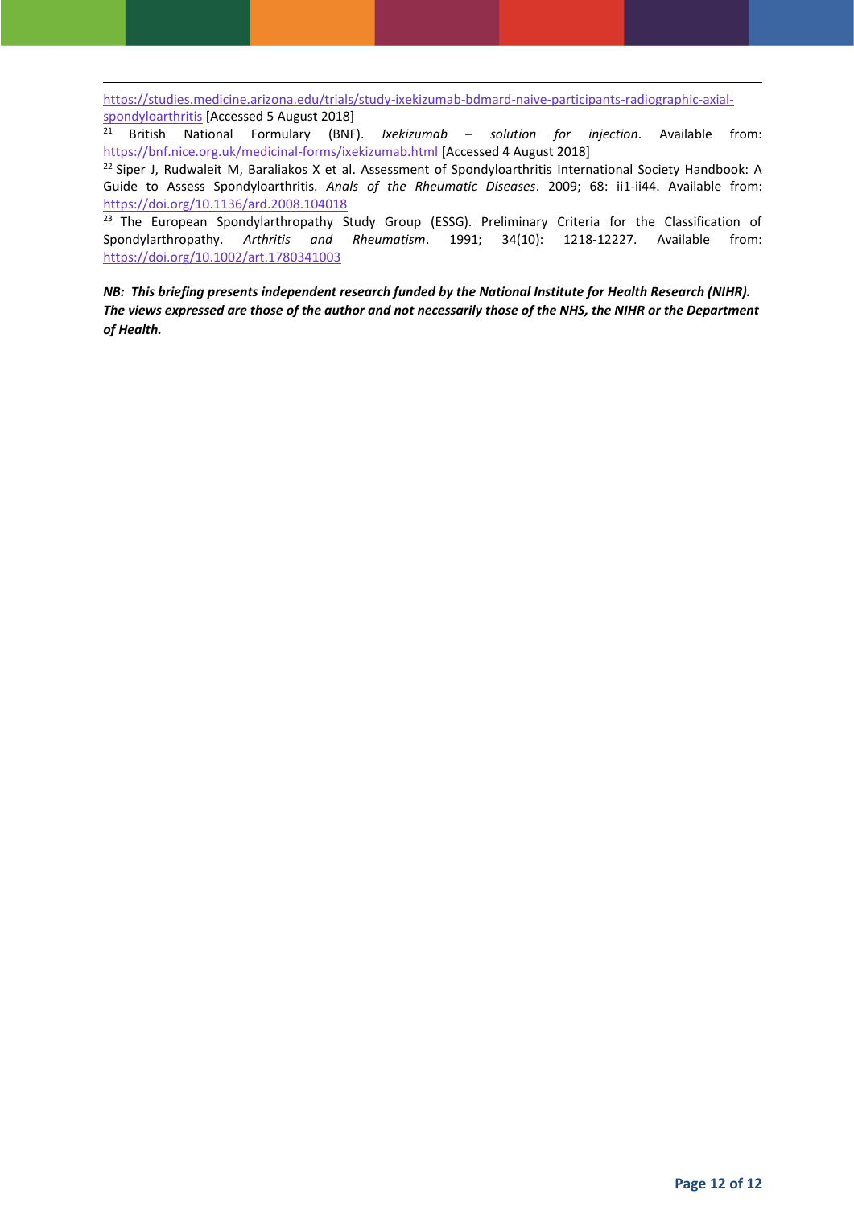https://studies.medicine.arizona.edu/trials/study-ixekizumab-bdmard-naive-participants-radiographic-axial-spondyloarthritis [Accessed 5 August 2018]

[21] British National Formulary (BNF). *Ixekizumab – solution for injection*. Available from: https://bnf.nice.org.uk/medicinal-forms/ixekizumab.html [Accessed 4 August 2018]

[22] Siper J, Rudwaleit M, Baraliakos X et al. Assessment of Spondyloarthritis International Society Handbook: A Guide to Assess Spondyloarthritis. *Anals of the Rheumatic Diseases*. 2009; 68: ii1-ii44. Available from: https://doi.org/10.1136/ard.2008.104018

[23] The European Spondylarthropathy Study Group (ESSG). Preliminary Criteria for the Classification of Spondylarthropathy. *Arthritis and Rheumatism*. 1991; 34(10): 1218-12227. Available from: https://doi.org/10.1002/art.1780341003

***NB: This briefing presents independent research funded by the National Institute for Health Research (NIHR). The views expressed are those of the author and not necessarily those of the NHS, the NIHR or the Department of Health.***